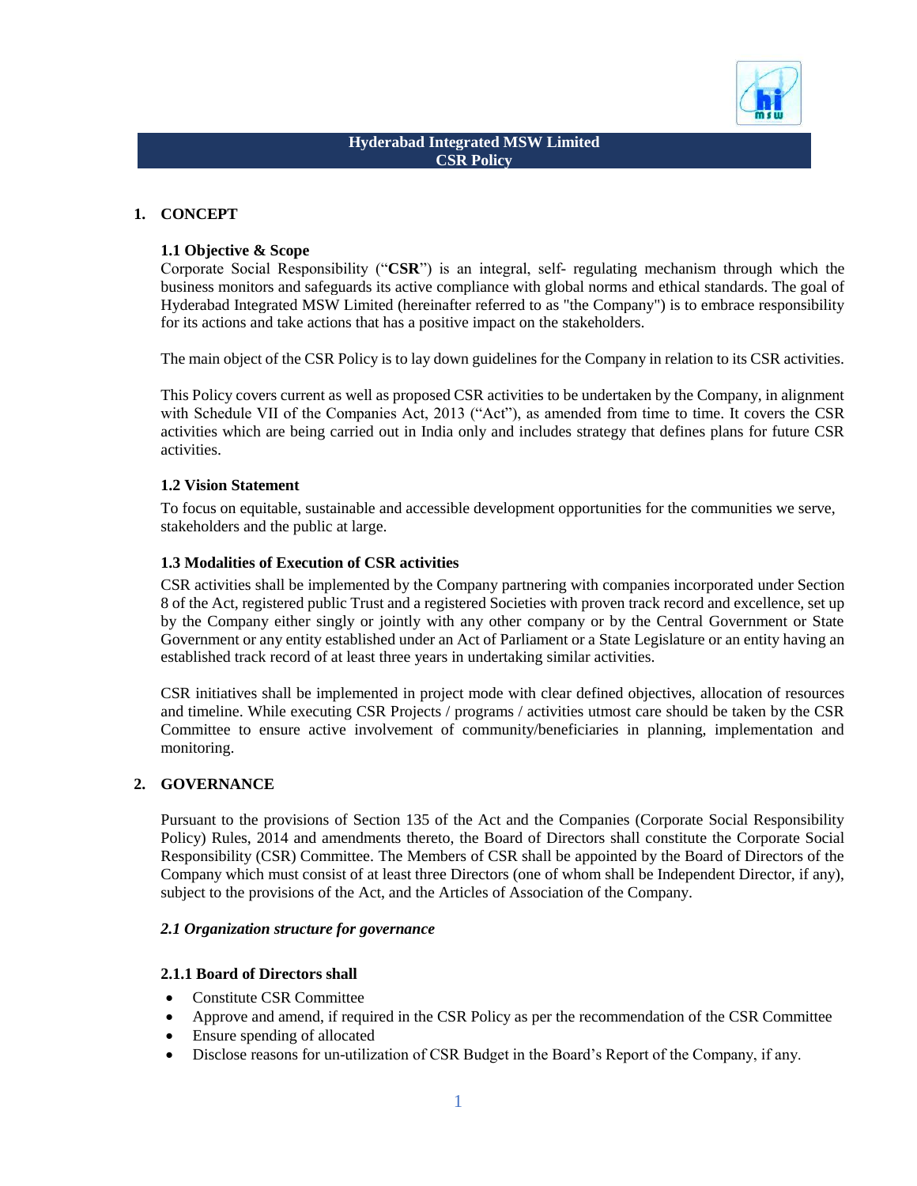# Hyderabad Integrated MSW Limited
# CSR Policy

## 1. CONCEPT

### 1.1 Objective & Scope

Corporate Social Responsibility ("**CSR**") is an integral, self- regulating mechanism through which the business monitors and safeguards its active compliance with global norms and ethical standards. The goal of Hyderabad Integrated MSW Limited (hereinafter referred to as "the Company") is to embrace responsibility for its actions and take actions that has a positive impact on the stakeholders.

The main object of the CSR Policy is to lay down guidelines for the Company in relation to its CSR activities.

This Policy covers current as well as proposed CSR activities to be undertaken by the Company, in alignment with Schedule VII of the Companies Act, 2013 ("Act"), as amended from time to time. It covers the CSR activities which are being carried out in India only and includes strategy that defines plans for future CSR activities.

### 1.2 Vision Statement

To focus on equitable, sustainable and accessible development opportunities for the communities we serve, stakeholders and the public at large.

### 1.3 Modalities of Execution of CSR activities

CSR activities shall be implemented by the Company partnering with companies incorporated under Section 8 of the Act, registered public Trust and a registered Societies with proven track record and excellence, set up by the Company either singly or jointly with any other company or by the Central Government or State Government or any entity established under an Act of Parliament or a State Legislature or an entity having an established track record of at least three years in undertaking similar activities.

CSR initiatives shall be implemented in project mode with clear defined objectives, allocation of resources and timeline. While executing CSR Projects / programs / activities utmost care should be taken by the CSR Committee to ensure active involvement of community/beneficiaries in planning, implementation and monitoring.

## 2. GOVERNANCE

Pursuant to the provisions of Section 135 of the Act and the Companies (Corporate Social Responsibility Policy) Rules, 2014 and amendments thereto, the Board of Directors shall constitute the Corporate Social Responsibility (CSR) Committee. The Members of CSR shall be appointed by the Board of Directors of the Company which must consist of at least three Directors (one of whom shall be Independent Director, if any), subject to the provisions of the Act, and the Articles of Association of the Company.

### *2.1 Organization structure for governance*

#### 2.1.1 Board of Directors shall

- Constitute CSR Committee
- Approve and amend, if required in the CSR Policy as per the recommendation of the CSR Committee
- Ensure spending of allocated
- Disclose reasons for un-utilization of CSR Budget in the Board's Report of the Company, if any.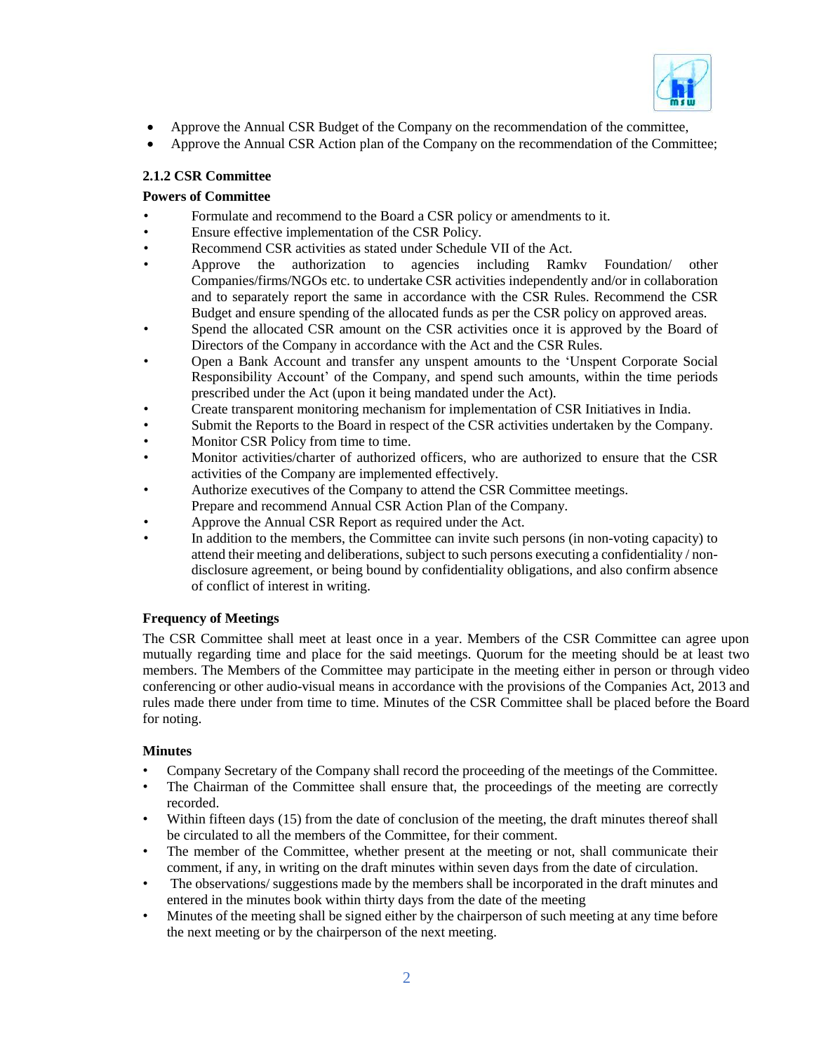- Approve the Annual CSR Budget of the Company on the recommendation of the committee,
- Approve the Annual CSR Action plan of the Company on the recommendation of the Committee;

#### 2.1.2 CSR Committee

**Powers of Committee**

- Formulate and recommend to the Board a CSR policy or amendments to it.
- Ensure effective implementation of the CSR Policy.
- Recommend CSR activities as stated under Schedule VII of the Act.
- Approve the authorization to agencies including Ramkv Foundation/ other Companies/firms/NGOs etc. to undertake CSR activities independently and/or in collaboration and to separately report the same in accordance with the CSR Rules. Recommend the CSR Budget and ensure spending of the allocated funds as per the CSR policy on approved areas.
- Spend the allocated CSR amount on the CSR activities once it is approved by the Board of Directors of the Company in accordance with the Act and the CSR Rules.
- Open a Bank Account and transfer any unspent amounts to the 'Unspent Corporate Social Responsibility Account' of the Company, and spend such amounts, within the time periods prescribed under the Act (upon it being mandated under the Act).
- Create transparent monitoring mechanism for implementation of CSR Initiatives in India.
- Submit the Reports to the Board in respect of the CSR activities undertaken by the Company.
- Monitor CSR Policy from time to time.
- Monitor activities/charter of authorized officers, who are authorized to ensure that the CSR activities of the Company are implemented effectively.
- Authorize executives of the Company to attend the CSR Committee meetings.
  Prepare and recommend Annual CSR Action Plan of the Company.
- Approve the Annual CSR Report as required under the Act.
- In addition to the members, the Committee can invite such persons (in non-voting capacity) to attend their meeting and deliberations, subject to such persons executing a confidentiality / non-disclosure agreement, or being bound by confidentiality obligations, and also confirm absence of conflict of interest in writing.

**Frequency of Meetings**

The CSR Committee shall meet at least once in a year. Members of the CSR Committee can agree upon mutually regarding time and place for the said meetings. Quorum for the meeting should be at least two members. The Members of the Committee may participate in the meeting either in person or through video conferencing or other audio-visual means in accordance with the provisions of the Companies Act, 2013 and rules made there under from time to time. Minutes of the CSR Committee shall be placed before the Board for noting.

**Minutes**

- Company Secretary of the Company shall record the proceeding of the meetings of the Committee.
- The Chairman of the Committee shall ensure that, the proceedings of the meeting are correctly recorded.
- Within fifteen days (15) from the date of conclusion of the meeting, the draft minutes thereof shall be circulated to all the members of the Committee, for their comment.
- The member of the Committee, whether present at the meeting or not, shall communicate their comment, if any, in writing on the draft minutes within seven days from the date of circulation.
- The observations/ suggestions made by the members shall be incorporated in the draft minutes and entered in the minutes book within thirty days from the date of the meeting
- Minutes of the meeting shall be signed either by the chairperson of such meeting at any time before the next meeting or by the chairperson of the next meeting.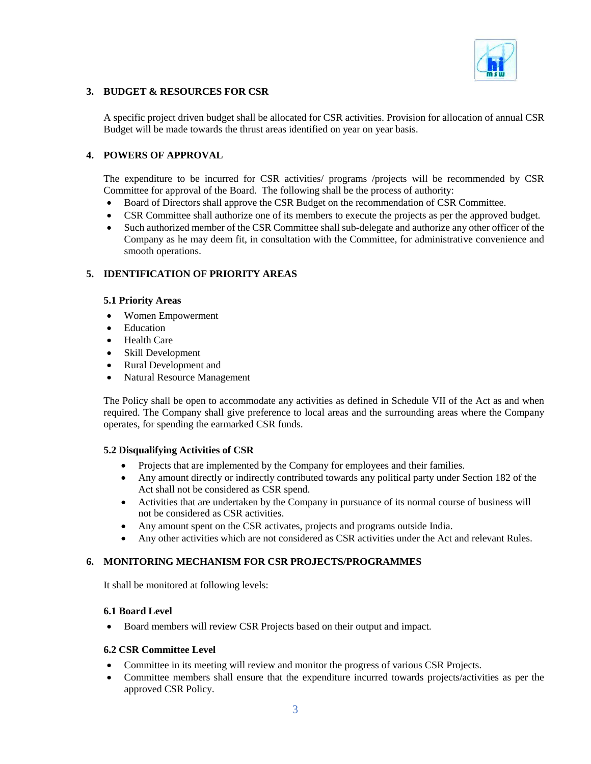## 3. BUDGET & RESOURCES FOR CSR

A specific project driven budget shall be allocated for CSR activities. Provision for allocation of annual CSR Budget will be made towards the thrust areas identified on year on year basis.

## 4. POWERS OF APPROVAL

The expenditure to be incurred for CSR activities/ programs /projects will be recommended by CSR Committee for approval of the Board. The following shall be the process of authority:

- Board of Directors shall approve the CSR Budget on the recommendation of CSR Committee.
- CSR Committee shall authorize one of its members to execute the projects as per the approved budget.
- Such authorized member of the CSR Committee shall sub-delegate and authorize any other officer of the Company as he may deem fit, in consultation with the Committee, for administrative convenience and smooth operations.

## 5. IDENTIFICATION OF PRIORITY AREAS

### 5.1 Priority Areas

- Women Empowerment
- Education
- Health Care
- Skill Development
- Rural Development and
- Natural Resource Management

The Policy shall be open to accommodate any activities as defined in Schedule VII of the Act as and when required. The Company shall give preference to local areas and the surrounding areas where the Company operates, for spending the earmarked CSR funds.

### 5.2 Disqualifying Activities of CSR

- Projects that are implemented by the Company for employees and their families.
- Any amount directly or indirectly contributed towards any political party under Section 182 of the Act shall not be considered as CSR spend.
- Activities that are undertaken by the Company in pursuance of its normal course of business will not be considered as CSR activities.
- Any amount spent on the CSR activates, projects and programs outside India.
- Any other activities which are not considered as CSR activities under the Act and relevant Rules.

## 6. MONITORING MECHANISM FOR CSR PROJECTS/PROGRAMMES

It shall be monitored at following levels:

### 6.1 Board Level

- Board members will review CSR Projects based on their output and impact.

### 6.2 CSR Committee Level

- Committee in its meeting will review and monitor the progress of various CSR Projects.
- Committee members shall ensure that the expenditure incurred towards projects/activities as per the approved CSR Policy.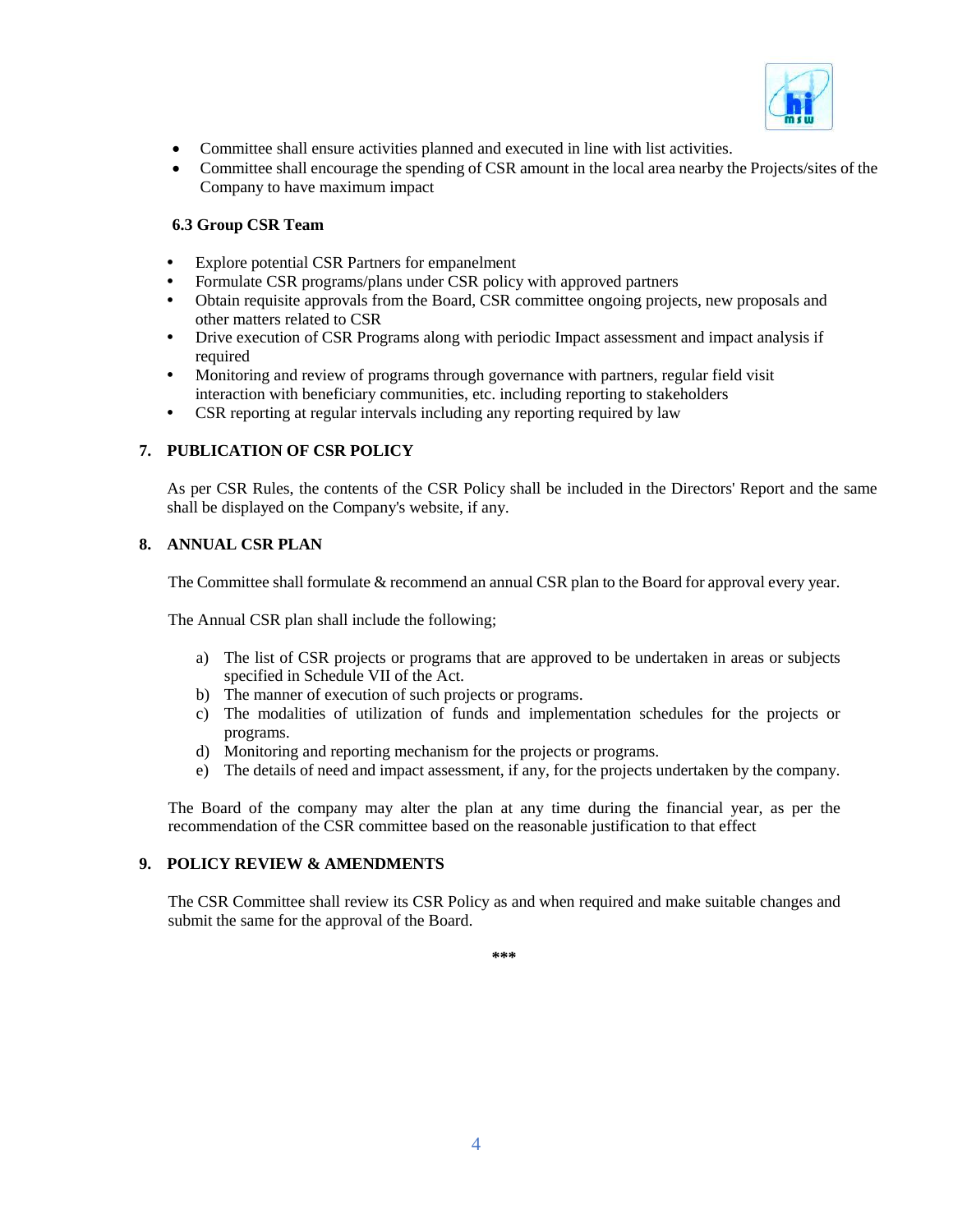- Committee shall ensure activities planned and executed in line with list activities.
- Committee shall encourage the spending of CSR amount in the local area nearby the Projects/sites of the Company to have maximum impact

### 6.3 Group CSR Team

- Explore potential CSR Partners for empanelment
- Formulate CSR programs/plans under CSR policy with approved partners
- Obtain requisite approvals from the Board, CSR committee ongoing projects, new proposals and other matters related to CSR
- Drive execution of CSR Programs along with periodic Impact assessment and impact analysis if required
- Monitoring and review of programs through governance with partners, regular field visit interaction with beneficiary communities, etc. including reporting to stakeholders
- CSR reporting at regular intervals including any reporting required by law

## 7. PUBLICATION OF CSR POLICY

As per CSR Rules, the contents of the CSR Policy shall be included in the Directors' Report and the same shall be displayed on the Company's website, if any.

## 8. ANNUAL CSR PLAN

The Committee shall formulate & recommend an annual CSR plan to the Board for approval every year.

The Annual CSR plan shall include the following;

a) The list of CSR projects or programs that are approved to be undertaken in areas or subjects specified in Schedule VII of the Act.
b) The manner of execution of such projects or programs.
c) The modalities of utilization of funds and implementation schedules for the projects or programs.
d) Monitoring and reporting mechanism for the projects or programs.
e) The details of need and impact assessment, if any, for the projects undertaken by the company.

The Board of the company may alter the plan at any time during the financial year, as per the recommendation of the CSR committee based on the reasonable justification to that effect

## 9. POLICY REVIEW & AMENDMENTS

The CSR Committee shall review its CSR Policy as and when required and make suitable changes and submit the same for the approval of the Board.

***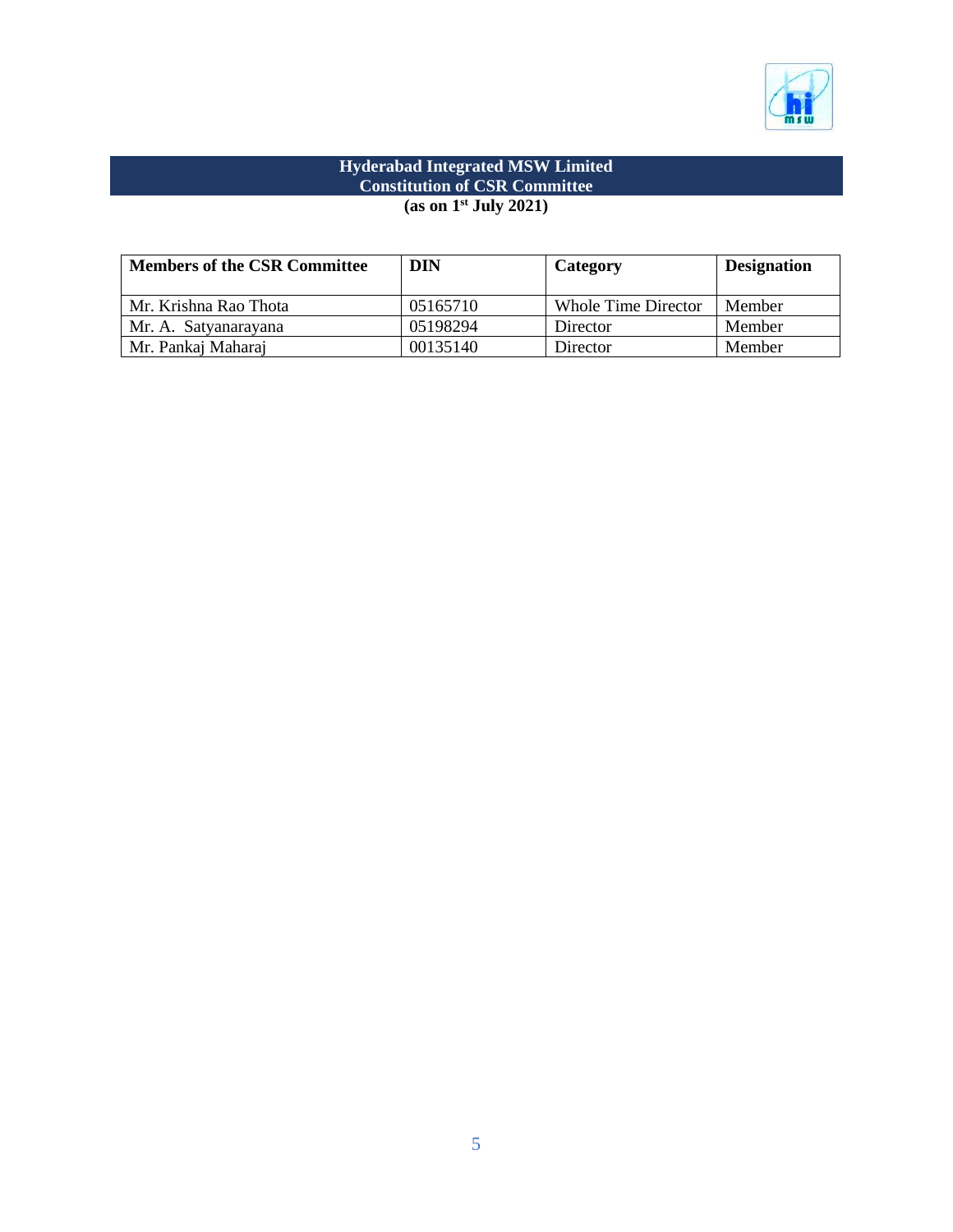**Hyderabad Integrated MSW Limited**
**Constitution of CSR Committee**
**(as on 1st July 2021)**

| Members of the CSR Committee | DIN | Category | Designation |
|---|---|---|---|
| Mr. Krishna Rao Thota | 05165710 | Whole Time Director | Member |
| Mr. A. Satyanarayana | 05198294 | Director | Member |
| Mr. Pankaj Maharaj | 00135140 | Director | Member |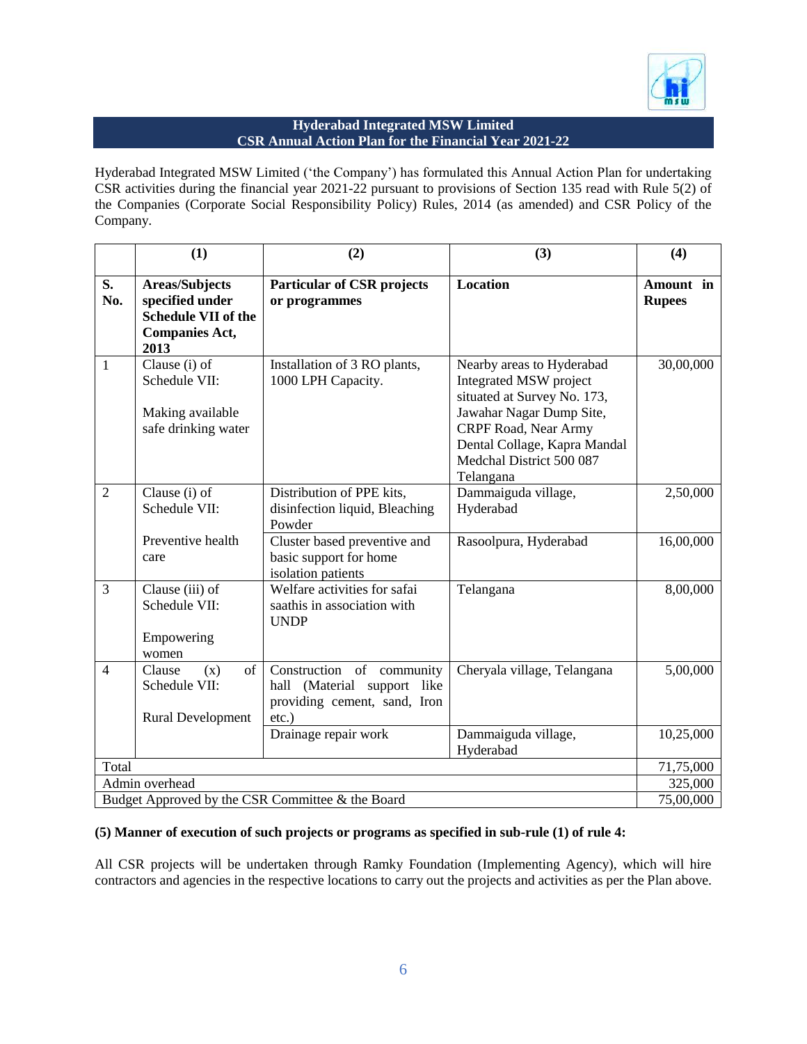**Hyderabad Integrated MSW Limited**
**CSR Annual Action Plan for the Financial Year 2021-22**

Hyderabad Integrated MSW Limited ('the Company') has formulated this Annual Action Plan for undertaking CSR activities during the financial year 2021-22 pursuant to provisions of Section 135 read with Rule 5(2) of the Companies (Corporate Social Responsibility Policy) Rules, 2014 (as amended) and CSR Policy of the Company.

| | (1) | (2) | (3) | (4) |
|---|---|---|---|---|
| **S. No.** | **Areas/Subjects specified under Schedule VII of the Companies Act, 2013** | **Particular of CSR projects or programmes** | **Location** | **Amount in Rupees** |
| 1 | Clause (i) of Schedule VII: Making available safe drinking water | Installation of 3 RO plants, 1000 LPH Capacity. | Nearby areas to Hyderabad Integrated MSW project situated at Survey No. 173, Jawahar Nagar Dump Site, CRPF Road, Near Army Dental Collage, Kapra Mandal Medchal District 500 087 Telangana | 30,00,000 |
| 2 | Clause (i) of Schedule VII: Preventive health care | Distribution of PPE kits, disinfection liquid, Bleaching Powder | Dammaiguda village, Hyderabad | 2,50,000 |
| | | Cluster based preventive and basic support for home isolation patients | Rasoolpura, Hyderabad | 16,00,000 |
| 3 | Clause (iii) of Schedule VII: Empowering women | Welfare activities for safai saathis in association with UNDP | Telangana | 8,00,000 |
| 4 | Clause (x) of Schedule VII: Rural Development | Construction of community hall (Material support like providing cement, sand, Iron etc.) | Cheryala village, Telangana | 5,00,000 |
| | | Drainage repair work | Dammaiguda village, Hyderabad | 10,25,000 |
| Total | | | | 71,75,000 |
| Admin overhead | | | | 325,000 |
| Budget Approved by the CSR Committee & the Board | | | | 75,00,000 |

**(5) Manner of execution of such projects or programs as specified in sub-rule (1) of rule 4:**

All CSR projects will be undertaken through Ramky Foundation (Implementing Agency), which will hire contractors and agencies in the respective locations to carry out the projects and activities as per the Plan above.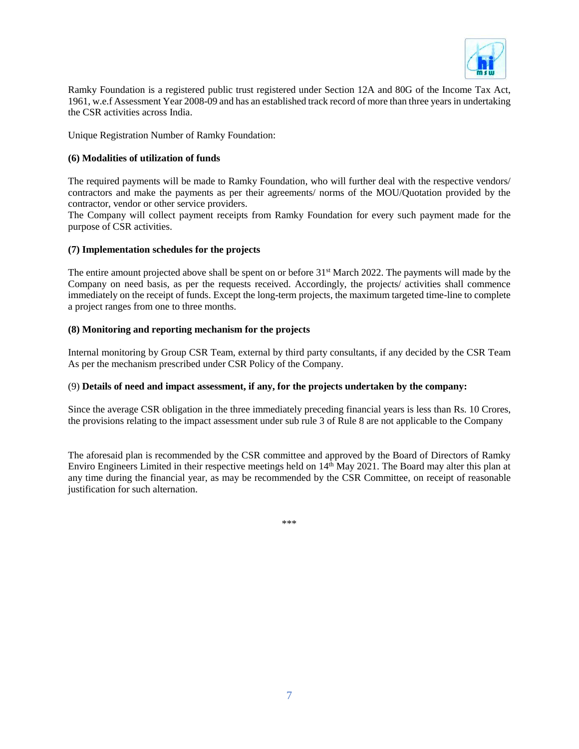Ramky Foundation is a registered public trust registered under Section 12A and 80G of the Income Tax Act, 1961, w.e.f Assessment Year 2008-09 and has an established track record of more than three years in undertaking the CSR activities across India.

Unique Registration Number of Ramky Foundation:

**(6) Modalities of utilization of funds**

The required payments will be made to Ramky Foundation, who will further deal with the respective vendors/ contractors and make the payments as per their agreements/ norms of the MOU/Quotation provided by the contractor, vendor or other service providers.
The Company will collect payment receipts from Ramky Foundation for every such payment made for the purpose of CSR activities.

**(7) Implementation schedules for the projects**

The entire amount projected above shall be spent on or before 31st March 2022. The payments will made by the Company on need basis, as per the requests received. Accordingly, the projects/ activities shall commence immediately on the receipt of funds. Except the long-term projects, the maximum targeted time-line to complete a project ranges from one to three months.

**(8) Monitoring and reporting mechanism for the projects**

Internal monitoring by Group CSR Team, external by third party consultants, if any decided by the CSR Team As per the mechanism prescribed under CSR Policy of the Company.

(9) **Details of need and impact assessment, if any, for the projects undertaken by the company:**

Since the average CSR obligation in the three immediately preceding financial years is less than Rs. 10 Crores, the provisions relating to the impact assessment under sub rule 3 of Rule 8 are not applicable to the Company

The aforesaid plan is recommended by the CSR committee and approved by the Board of Directors of Ramky Enviro Engineers Limited in their respective meetings held on 14th May 2021. The Board may alter this plan at any time during the financial year, as may be recommended by the CSR Committee, on receipt of reasonable justification for such alternation.

***